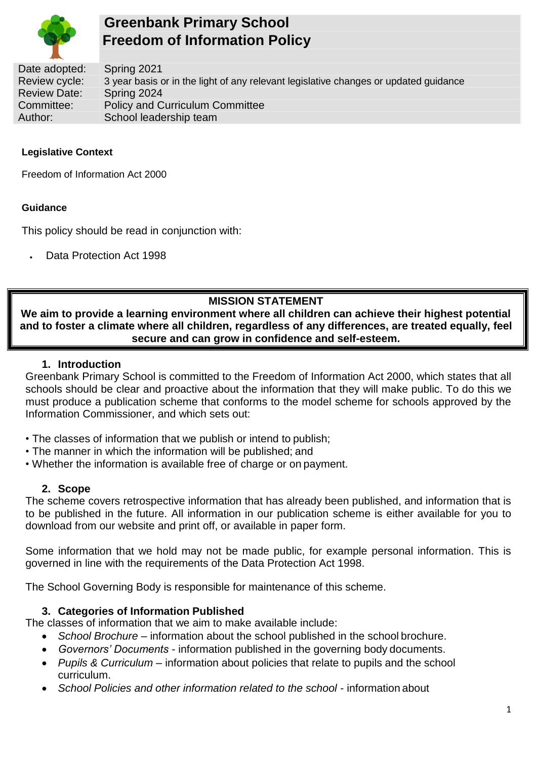# Greenbank Primary School
# Freedom of Information Policy

| | |
|---|---|
| Date adopted: | Spring 2021 |
| Review cycle: | 3 year basis or in the light of any relevant legislative changes or updated guidance |
| Review Date: | Spring 2024 |
| Committee: | Policy and Curriculum Committee |
| Author: | School leadership team |

**Legislative Context**

Freedom of Information Act 2000

**Guidance**

This policy should be read in conjunction with:

- Data Protection Act 1998

**MISSION STATEMENT**
**We aim to provide a learning environment where all children can achieve their highest potential and to foster a climate where all children, regardless of any differences, are treated equally, feel secure and can grow in confidence and self-esteem.**

## 1. Introduction

Greenbank Primary School is committed to the Freedom of Information Act 2000, which states that all schools should be clear and proactive about the information that they will make public. To do this we must produce a publication scheme that conforms to the model scheme for schools approved by the Information Commissioner, and which sets out:

- The classes of information that we publish or intend to publish;
- The manner in which the information will be published; and
- Whether the information is available free of charge or on payment.

## 2. Scope

The scheme covers retrospective information that has already been published, and information that is to be published in the future. All information in our publication scheme is either available for you to download from our website and print off, or available in paper form.

Some information that we hold may not be made public, for example personal information. This is governed in line with the requirements of the Data Protection Act 1998.

The School Governing Body is responsible for maintenance of this scheme.

## 3. Categories of Information Published

The classes of information that we aim to make available include:

- *School Brochure* – information about the school published in the school brochure.
- *Governors' Documents* - information published in the governing body documents.
- *Pupils & Curriculum* – information about policies that relate to pupils and the school curriculum.
- *School Policies and other information related to the school* - information about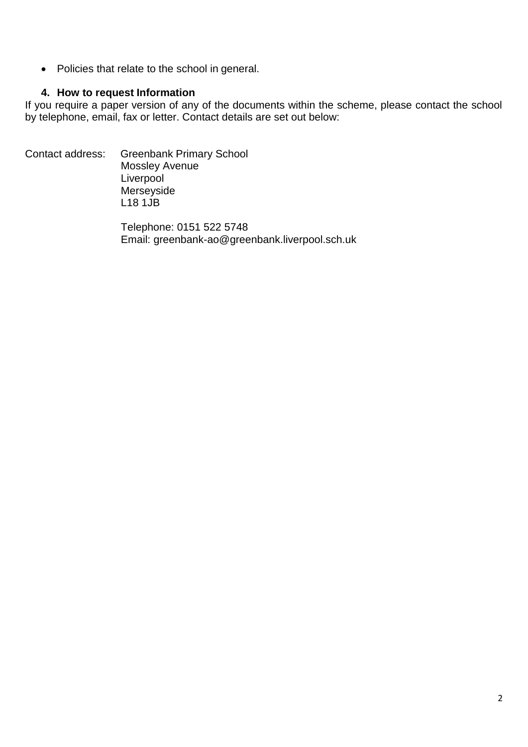- Policies that relate to the school in general.

## 4. How to request Information

If you require a paper version of any of the documents within the scheme, please contact the school by telephone, email, fax or letter. Contact details are set out below:

Contact address: Greenbank Primary School
Mossley Avenue
Liverpool
Merseyside
L18 1JB

Telephone: 0151 522 5748
Email: greenbank-ao@greenbank.liverpool.sch.uk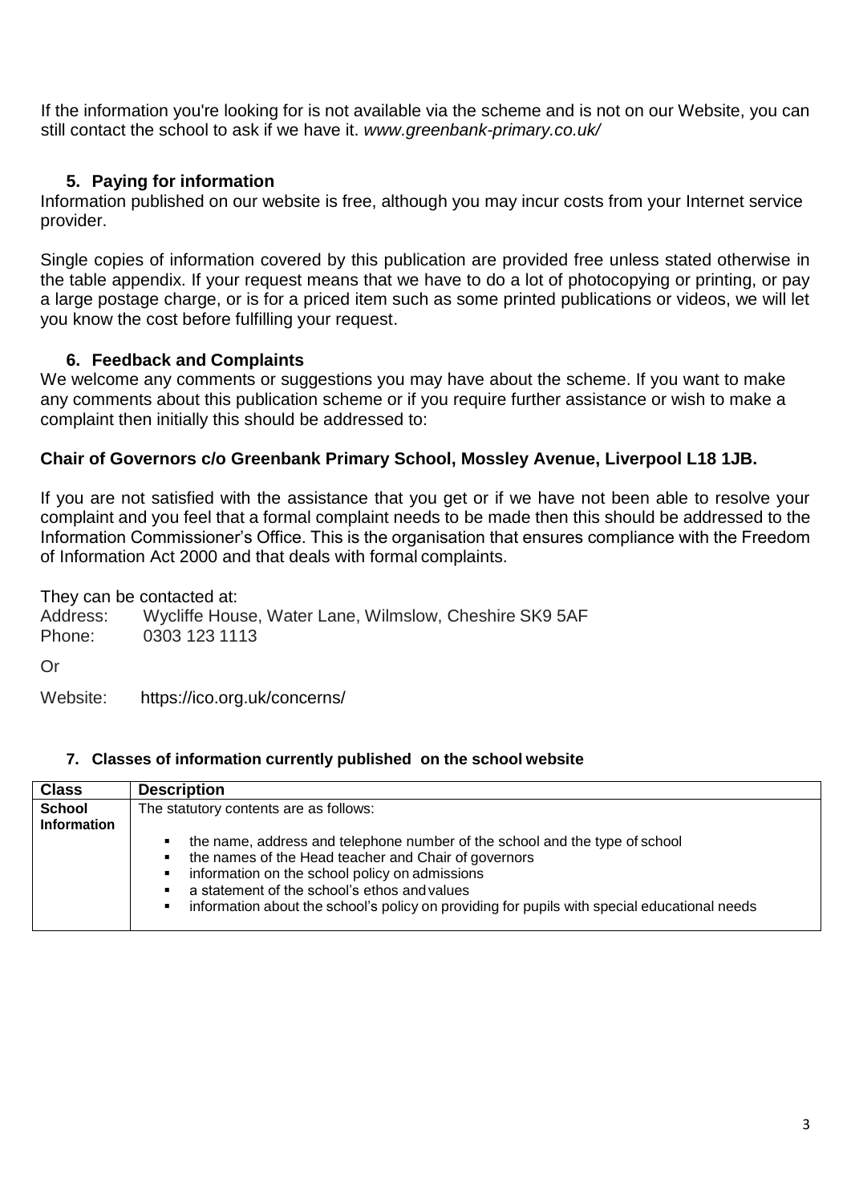If the information you're looking for is not available via the scheme and is not on our Website, you can still contact the school to ask if we have it. *www.greenbank-primary.co.uk/*

## 5. Paying for information

Information published on our website is free, although you may incur costs from your Internet service provider.

Single copies of information covered by this publication are provided free unless stated otherwise in the table appendix. If your request means that we have to do a lot of photocopying or printing, or pay a large postage charge, or is for a priced item such as some printed publications or videos, we will let you know the cost before fulfilling your request.

## 6. Feedback and Complaints

We welcome any comments or suggestions you may have about the scheme. If you want to make any comments about this publication scheme or if you require further assistance or wish to make a complaint then initially this should be addressed to:

**Chair of Governors c/o Greenbank Primary School, Mossley Avenue, Liverpool L18 1JB.**

If you are not satisfied with the assistance that you get or if we have not been able to resolve your complaint and you feel that a formal complaint needs to be made then this should be addressed to the Information Commissioner's Office. This is the organisation that ensures compliance with the Freedom of Information Act 2000 and that deals with formal complaints.

They can be contacted at:
Address: Wycliffe House, Water Lane, Wilmslow, Cheshire SK9 5AF
Phone: 0303 123 1113

Or

Website: https://ico.org.uk/concerns/

## 7. Classes of information currently published on the school website

| Class | Description |
| --- | --- |
| **School Information** | The statutory contents are as follows:<br>▪ the name, address and telephone number of the school and the type of school<br>▪ the names of the Head teacher and Chair of governors<br>▪ information on the school policy on admissions<br>▪ a statement of the school's ethos and values<br>▪ information about the school's policy on providing for pupils with special educational needs |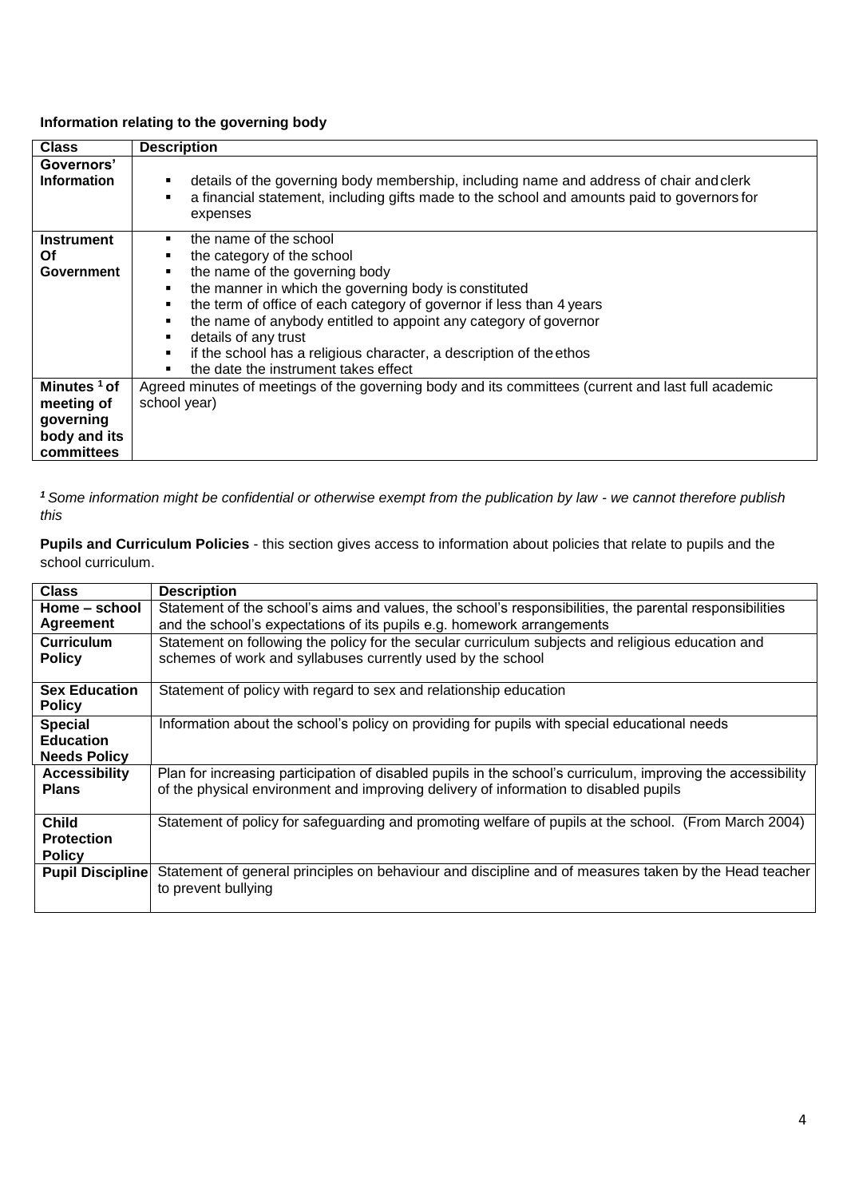**Information relating to the governing body**

| Class | Description |
|---|---|
| **Governors' Information** | ▪ details of the governing body membership, including name and address of chair and clerk<br>▪ a financial statement, including gifts made to the school and amounts paid to governors for expenses |
| **Instrument Of Government** | ▪ the name of the school<br>▪ the category of the school<br>▪ the name of the governing body<br>▪ the manner in which the governing body is constituted<br>▪ the term of office of each category of governor if less than 4 years<br>▪ the name of anybody entitled to appoint any category of governor<br>▪ details of any trust<br>▪ if the school has a religious character, a description of the ethos<br>▪ the date the instrument takes effect |
| **Minutes [1] of meeting of governing body and its committees** | Agreed minutes of meetings of the governing body and its committees (current and last full academic school year) |

*[1] Some information might be confidential or otherwise exempt from the publication by law - we cannot therefore publish this*

**Pupils and Curriculum Policies** - this section gives access to information about policies that relate to pupils and the school curriculum.

| Class | Description |
|---|---|
| **Home – school Agreement** | Statement of the school's aims and values, the school's responsibilities, the parental responsibilities and the school's expectations of its pupils e.g. homework arrangements |
| **Curriculum Policy** | Statement on following the policy for the secular curriculum subjects and religious education and schemes of work and syllabuses currently used by the school |
| **Sex Education Policy** | Statement of policy with regard to sex and relationship education |
| **Special Education Needs Policy** | Information about the school's policy on providing for pupils with special educational needs |
| **Accessibility Plans** | Plan for increasing participation of disabled pupils in the school's curriculum, improving the accessibility of the physical environment and improving delivery of information to disabled pupils |
| **Child Protection Policy** | Statement of policy for safeguarding and promoting welfare of pupils at the school. (From March 2004) |
| **Pupil Discipline** | Statement of general principles on behaviour and discipline and of measures taken by the Head teacher to prevent bullying |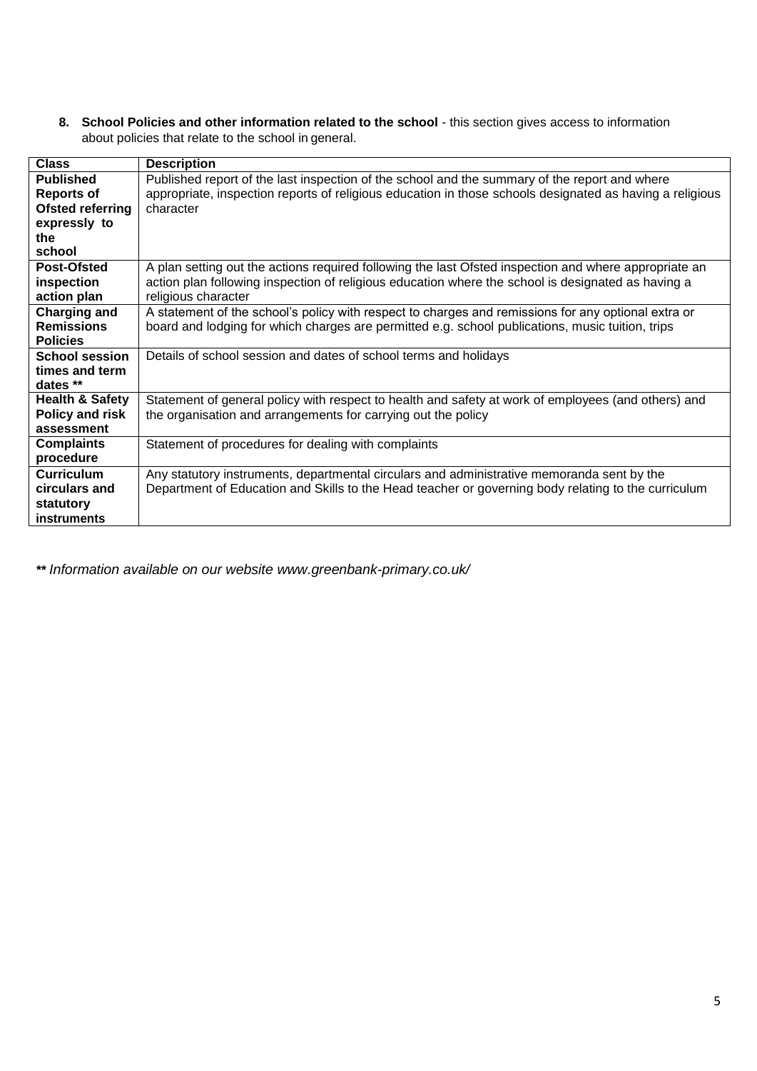**8. School Policies and other information related to the school** - this section gives access to information about policies that relate to the school in general.

| Class | Description |
| --- | --- |
| **Published Reports of Ofsted referring expressly to the school** | Published report of the last inspection of the school and the summary of the report and where appropriate, inspection reports of religious education in those schools designated as having a religious character |
| **Post-Ofsted inspection action plan** | A plan setting out the actions required following the last Ofsted inspection and where appropriate an action plan following inspection of religious education where the school is designated as having a religious character |
| **Charging and Remissions Policies** | A statement of the school's policy with respect to charges and remissions for any optional extra or board and lodging for which charges are permitted e.g. school publications, music tuition, trips |
| **School session times and term dates \*\*** | Details of school session and dates of school terms and holidays |
| **Health & Safety Policy and risk assessment** | Statement of general policy with respect to health and safety at work of employees (and others) and the organisation and arrangements for carrying out the policy |
| **Complaints procedure** | Statement of procedures for dealing with complaints |
| **Curriculum circulars and statutory instruments** | Any statutory instruments, departmental circulars and administrative memoranda sent by the Department of Education and Skills to the Head teacher or governing body relating to the curriculum |

***\*\** *Information available on our website www.greenbank-primary.co.uk/***